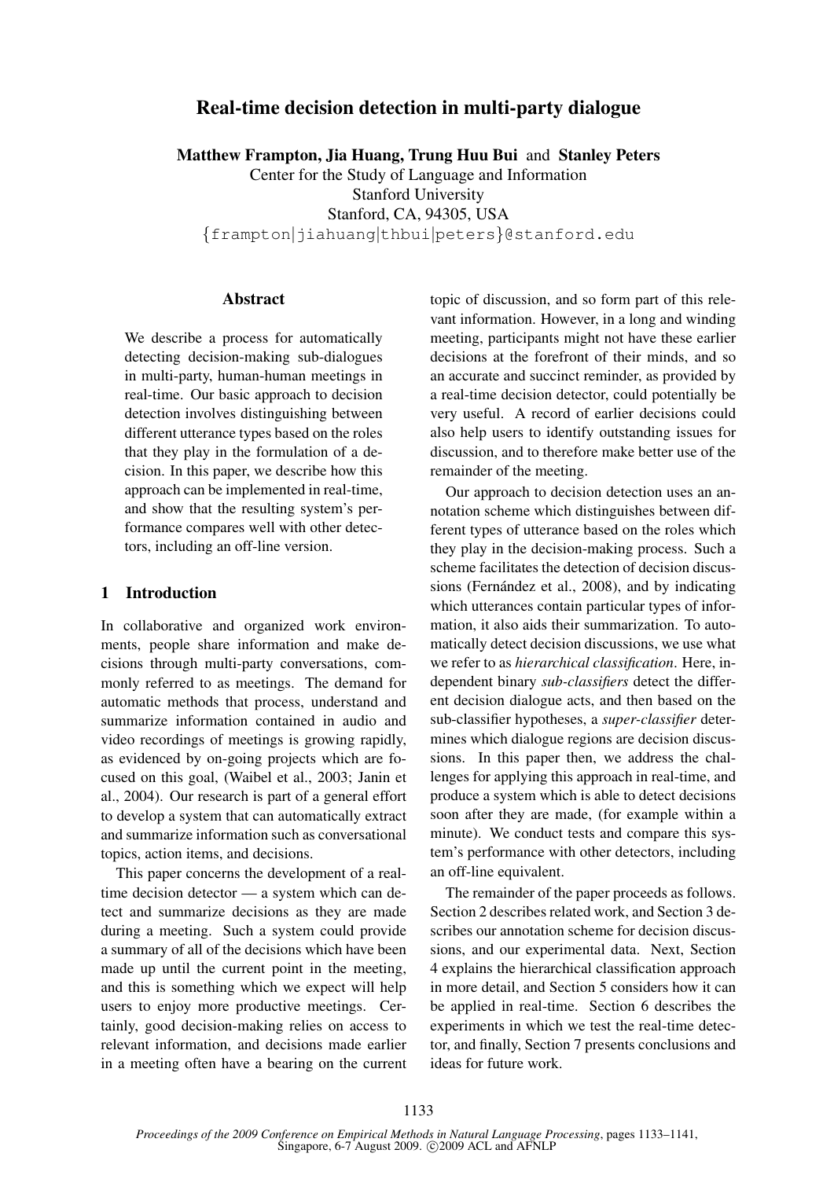# Real-time decision detection in multi-party dialogue

**Matthew Frampton, Jia Huang, Trung Huu Bui** and **Stanley Peters**
Center for the Study of Language and Information
Stanford University
Stanford, CA, 94305, USA
{frampton|jiahuang|thbui|peters}@stanford.edu

## Abstract

We describe a process for automatically detecting decision-making sub-dialogues in multi-party, human-human meetings in real-time. Our basic approach to decision detection involves distinguishing between different utterance types based on the roles that they play in the formulation of a decision. In this paper, we describe how this approach can be implemented in real-time, and show that the resulting system's performance compares well with other detectors, including an off-line version.

## 1 Introduction

In collaborative and organized work environments, people share information and make decisions through multi-party conversations, commonly referred to as meetings. The demand for automatic methods that process, understand and summarize information contained in audio and video recordings of meetings is growing rapidly, as evidenced by on-going projects which are focused on this goal, (Waibel et al., 2003; Janin et al., 2004). Our research is part of a general effort to develop a system that can automatically extract and summarize information such as conversational topics, action items, and decisions.

This paper concerns the development of a real-time decision detector — a system which can detect and summarize decisions as they are made during a meeting. Such a system could provide a summary of all of the decisions which have been made up until the current point in the meeting, and this is something which we expect will help users to enjoy more productive meetings. Certainly, good decision-making relies on access to relevant information, and decisions made earlier in a meeting often have a bearing on the current topic of discussion, and so form part of this relevant information. However, in a long and winding meeting, participants might not have these earlier decisions at the forefront of their minds, and so an accurate and succinct reminder, as provided by a real-time decision detector, could potentially be very useful. A record of earlier decisions could also help users to identify outstanding issues for discussion, and to therefore make better use of the remainder of the meeting.

Our approach to decision detection uses an annotation scheme which distinguishes between different types of utterance based on the roles which they play in the decision-making process. Such a scheme facilitates the detection of decision discussions (Fernández et al., 2008), and by indicating which utterances contain particular types of information, it also aids their summarization. To automatically detect decision discussions, we use what we refer to as *hierarchical classification*. Here, independent binary *sub-classifiers* detect the different decision dialogue acts, and then based on the sub-classifier hypotheses, a *super-classifier* determines which dialogue regions are decision discussions. In this paper then, we address the challenges for applying this approach in real-time, and produce a system which is able to detect decisions soon after they are made, (for example within a minute). We conduct tests and compare this system's performance with other detectors, including an off-line equivalent.

The remainder of the paper proceeds as follows. Section 2 describes related work, and Section 3 describes our annotation scheme for decision discussions, and our experimental data. Next, Section 4 explains the hierarchical classification approach in more detail, and Section 5 considers how it can be applied in real-time. Section 6 describes the experiments in which we test the real-time detector, and finally, Section 7 presents conclusions and ideas for future work.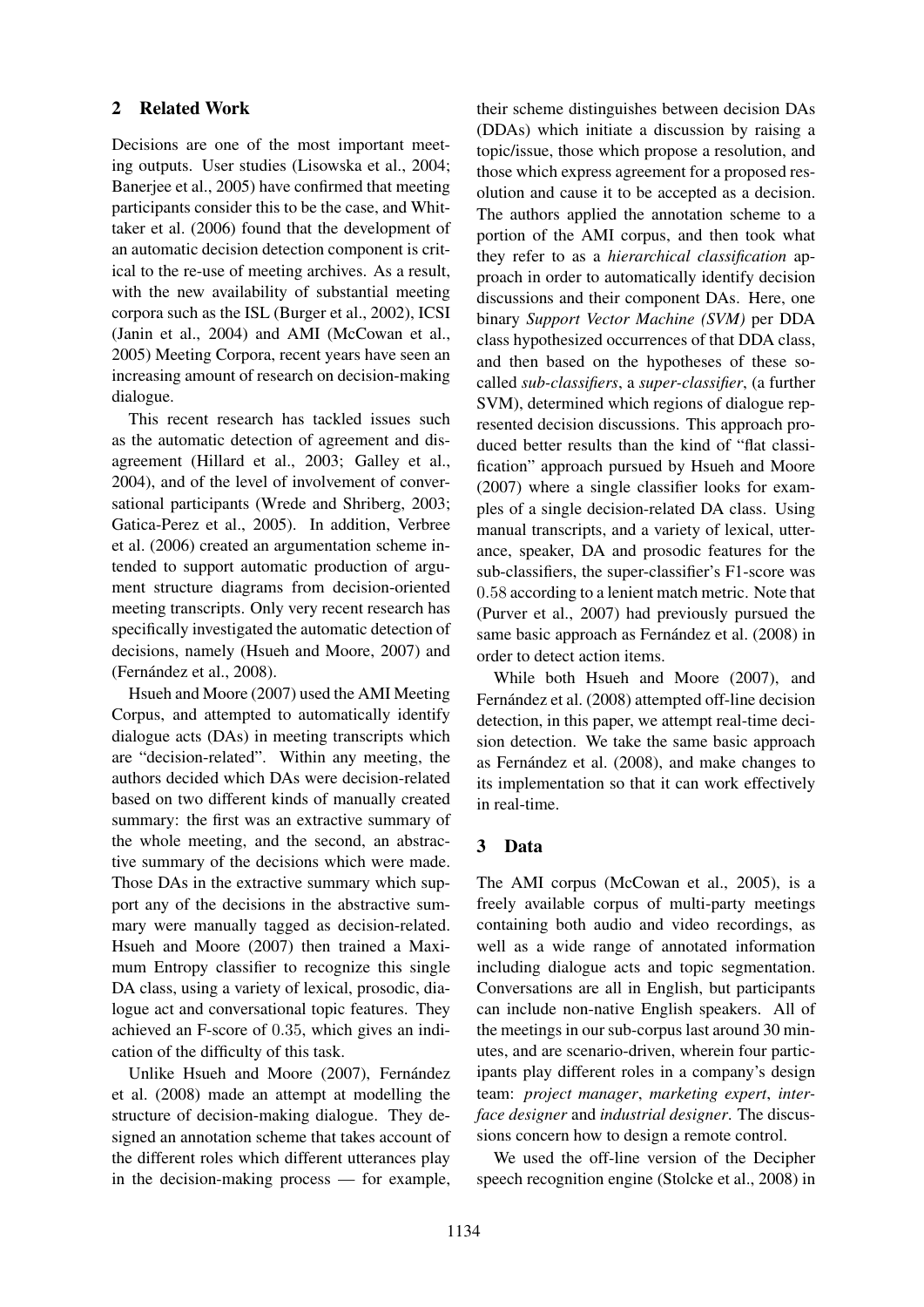## 2 Related Work

Decisions are one of the most important meeting outputs. User studies (Lisowska et al., 2004; Banerjee et al., 2005) have confirmed that meeting participants consider this to be the case, and Whittaker et al. (2006) found that the development of an automatic decision detection component is critical to the re-use of meeting archives. As a result, with the new availability of substantial meeting corpora such as the ISL (Burger et al., 2002), ICSI (Janin et al., 2004) and AMI (McCowan et al., 2005) Meeting Corpora, recent years have seen an increasing amount of research on decision-making dialogue.

This recent research has tackled issues such as the automatic detection of agreement and disagreement (Hillard et al., 2003; Galley et al., 2004), and of the level of involvement of conversational participants (Wrede and Shriberg, 2003; Gatica-Perez et al., 2005). In addition, Verbree et al. (2006) created an argumentation scheme intended to support automatic production of argument structure diagrams from decision-oriented meeting transcripts. Only very recent research has specifically investigated the automatic detection of decisions, namely (Hsueh and Moore, 2007) and (Fernández et al., 2008).

Hsueh and Moore (2007) used the AMI Meeting Corpus, and attempted to automatically identify dialogue acts (DAs) in meeting transcripts which are "decision-related". Within any meeting, the authors decided which DAs were decision-related based on two different kinds of manually created summary: the first was an extractive summary of the whole meeting, and the second, an abstractive summary of the decisions which were made. Those DAs in the extractive summary which support any of the decisions in the abstractive summary were manually tagged as decision-related. Hsueh and Moore (2007) then trained a Maximum Entropy classifier to recognize this single DA class, using a variety of lexical, prosodic, dialogue act and conversational topic features. They achieved an F-score of $0.35$, which gives an indication of the difficulty of this task.

Unlike Hsueh and Moore (2007), Fernández et al. (2008) made an attempt at modelling the structure of decision-making dialogue. They designed an annotation scheme that takes account of the different roles which different utterances play in the decision-making process — for example, their scheme distinguishes between decision DAs (DDAs) which initiate a discussion by raising a topic/issue, those which propose a resolution, and those which express agreement for a proposed resolution and cause it to be accepted as a decision. The authors applied the annotation scheme to a portion of the AMI corpus, and then took what they refer to as a *hierarchical classification* approach in order to automatically identify decision discussions and their component DAs. Here, one binary *Support Vector Machine (SVM)* per DDA class hypothesized occurrences of that DDA class, and then based on the hypotheses of these so-called *sub-classifiers*, a *super-classifier*, (a further SVM), determined which regions of dialogue represented decision discussions. This approach produced better results than the kind of "flat classification" approach pursued by Hsueh and Moore (2007) where a single classifier looks for examples of a single decision-related DA class. Using manual transcripts, and a variety of lexical, utterance, speaker, DA and prosodic features for the sub-classifiers, the super-classifier's F1-score was $0.58$ according to a lenient match metric. Note that (Purver et al., 2007) had previously pursued the same basic approach as Fernández et al. (2008) in order to detect action items.

While both Hsueh and Moore (2007), and Fernández et al. (2008) attempted off-line decision detection, in this paper, we attempt real-time decision detection. We take the same basic approach as Fernández et al. (2008), and make changes to its implementation so that it can work effectively in real-time.

## 3 Data

The AMI corpus (McCowan et al., 2005), is a freely available corpus of multi-party meetings containing both audio and video recordings, as well as a wide range of annotated information including dialogue acts and topic segmentation. Conversations are all in English, but participants can include non-native English speakers. All of the meetings in our sub-corpus last around 30 minutes, and are scenario-driven, wherein four participants play different roles in a company's design team: *project manager*, *marketing expert*, *interface designer* and *industrial designer*. The discussions concern how to design a remote control.

We used the off-line version of the Decipher speech recognition engine (Stolcke et al., 2008) in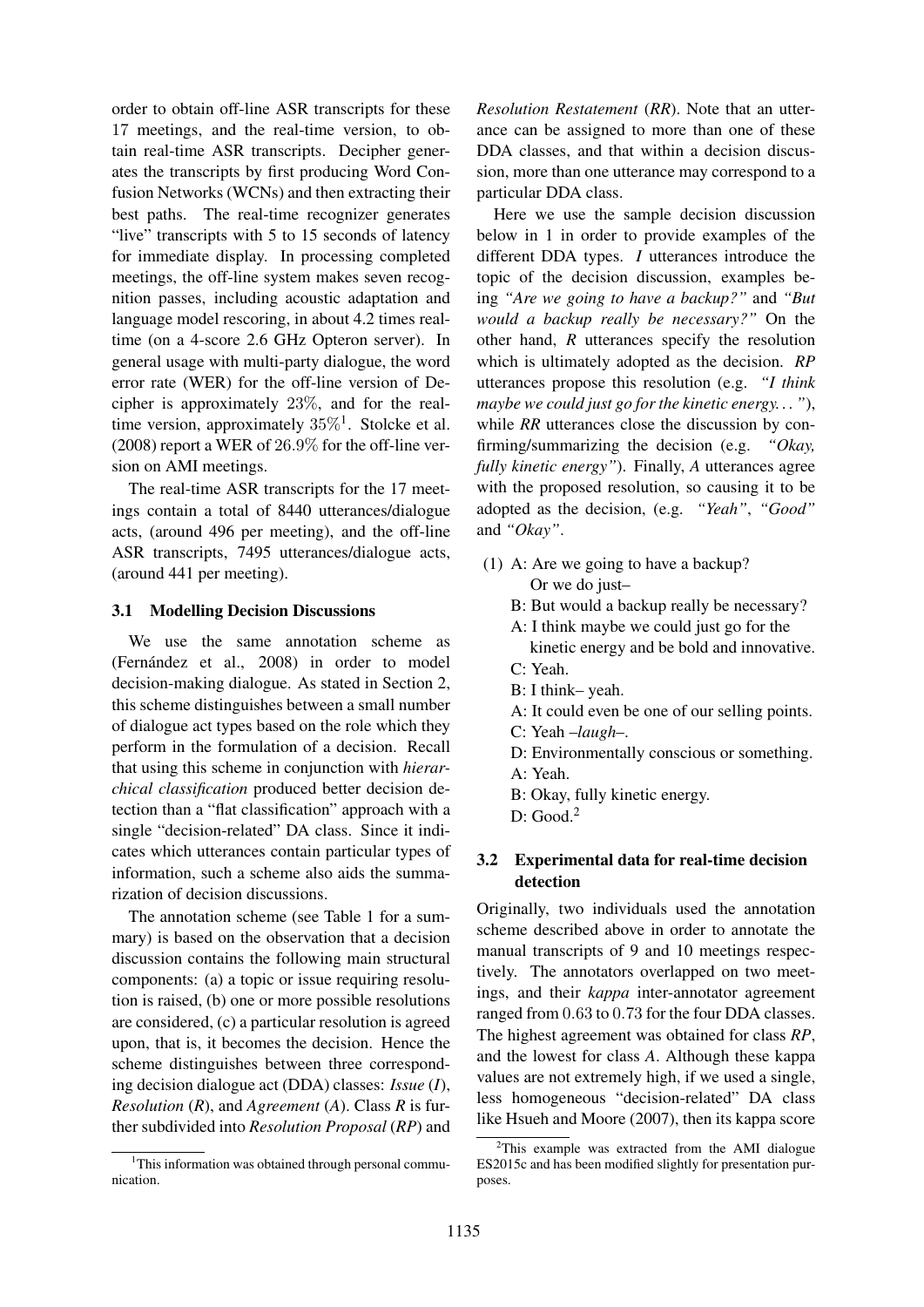order to obtain off-line ASR transcripts for these 17 meetings, and the real-time version, to obtain real-time ASR transcripts. Decipher generates the transcripts by first producing Word Confusion Networks (WCNs) and then extracting their best paths. The real-time recognizer generates "live" transcripts with 5 to 15 seconds of latency for immediate display. In processing completed meetings, the off-line system makes seven recognition passes, including acoustic adaptation and language model rescoring, in about 4.2 times real-time (on a 4-score 2.6 GHz Opteron server). In general usage with multi-party dialogue, the word error rate (WER) for the off-line version of Decipher is approximately 23%, and for the real-time version, approximately 35%[1]. Stolcke et al. (2008) report a WER of 26.9% for the off-line version on AMI meetings.

The real-time ASR transcripts for the 17 meetings contain a total of 8440 utterances/dialogue acts, (around 496 per meeting), and the off-line ASR transcripts, 7495 utterances/dialogue acts, (around 441 per meeting).

### 3.1 Modelling Decision Discussions

We use the same annotation scheme as (Fernández et al., 2008) in order to model decision-making dialogue. As stated in Section 2, this scheme distinguishes between a small number of dialogue act types based on the role which they perform in the formulation of a decision. Recall that using this scheme in conjunction with *hierarchical classification* produced better decision detection than a "flat classification" approach with a single "decision-related" DA class. Since it indicates which utterances contain particular types of information, such a scheme also aids the summarization of decision discussions.

The annotation scheme (see Table 1 for a summary) is based on the observation that a decision discussion contains the following main structural components: (a) a topic or issue requiring resolution is raised, (b) one or more possible resolutions are considered, (c) a particular resolution is agreed upon, that is, it becomes the decision. Hence the scheme distinguishes between three corresponding decision dialogue act (DDA) classes: *Issue* (*I*), *Resolution* (*R*), and *Agreement* (*A*). Class *R* is further subdivided into *Resolution Proposal* (*RP*) and *Resolution Restatement* (*RR*). Note that an utterance can be assigned to more than one of these DDA classes, and that within a decision discussion, more than one utterance may correspond to a particular DDA class.

Here we use the sample decision discussion below in 1 in order to provide examples of the different DDA types. *I* utterances introduce the topic of the decision discussion, examples being *"Are we going to have a backup?"* and *"But would a backup really be necessary?"* On the other hand, *R* utterances specify the resolution which is ultimately adopted as the decision. *RP* utterances propose this resolution (e.g. *"I think maybe we could just go for the kinetic energy..."*), while *RR* utterances close the discussion by confirming/summarizing the decision (e.g. *"Okay, fully kinetic energy"*). Finally, *A* utterances agree with the proposed resolution, so causing it to be adopted as the decision, (e.g. *"Yeah"*, *"Good"* and *"Okay"*.

(1) A: Are we going to have a backup?
    Or we do just–
    B: But would a backup really be necessary?
    A: I think maybe we could just go for the kinetic energy and be bold and innovative.
    C: Yeah.
    B: I think– yeah.
    A: It could even be one of our selling points.
    C: Yeah –*laugh*–.
    D: Environmentally conscious or something.
    A: Yeah.
    B: Okay, fully kinetic energy.
    D: Good.[2]

### 3.2 Experimental data for real-time decision detection

Originally, two individuals used the annotation scheme described above in order to annotate the manual transcripts of 9 and 10 meetings respectively. The annotators overlapped on two meetings, and their *kappa* inter-annotator agreement ranged from 0.63 to 0.73 for the four DDA classes. The highest agreement was obtained for class *RP*, and the lowest for class *A*. Although these kappa values are not extremely high, if we used a single, less homogeneous "decision-related" DA class like Hsueh and Moore (2007), then its kappa score

[1]This information was obtained through personal communication.

[2]This example was extracted from the AMI dialogue ES2015c and has been modified slightly for presentation purposes.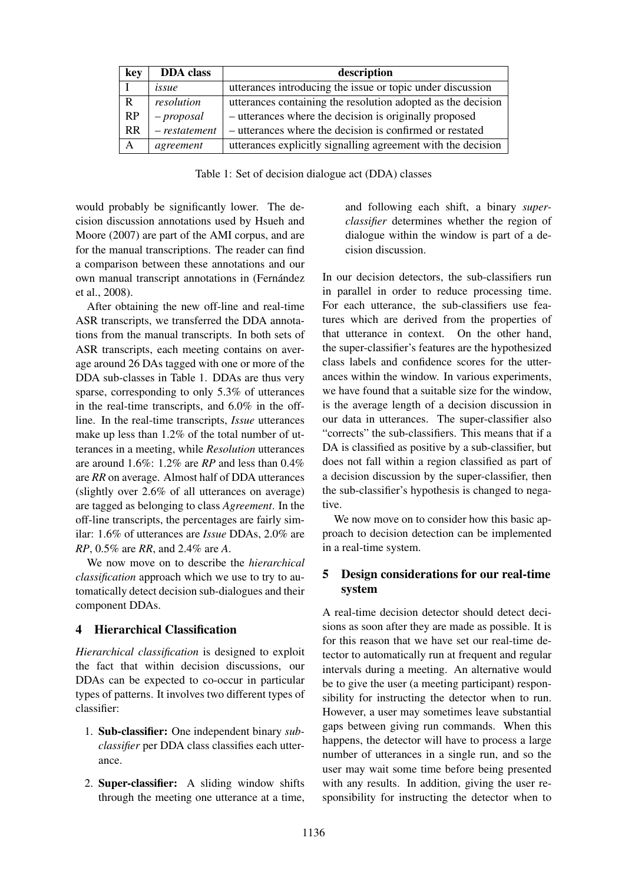| key | DDA class | description |
|---|---|---|
| I | *issue* | utterances introducing the issue or topic under discussion |
| R | *resolution* | utterances containing the resolution adopted as the decision |
| RP | *– proposal* | – utterances where the decision is originally proposed |
| RR | *– restatement* | – utterances where the decision is confirmed or restated |
| A | *agreement* | utterances explicitly signalling agreement with the decision |

Table 1: Set of decision dialogue act (DDA) classes

would probably be significantly lower. The decision discussion annotations used by Hsueh and Moore (2007) are part of the AMI corpus, and are for the manual transcriptions. The reader can find a comparison between these annotations and our own manual transcript annotations in (Fernández et al., 2008).

After obtaining the new off-line and real-time ASR transcripts, we transferred the DDA annotations from the manual transcripts. In both sets of ASR transcripts, each meeting contains on average around 26 DAs tagged with one or more of the DDA sub-classes in Table 1. DDAs are thus very sparse, corresponding to only 5.3% of utterances in the real-time transcripts, and 6.0% in the off-line. In the real-time transcripts, *Issue* utterances make up less than 1.2% of the total number of utterances in a meeting, while *Resolution* utterances are around 1.6%: 1.2% are *RP* and less than 0.4% are *RR* on average. Almost half of DDA utterances (slightly over 2.6% of all utterances on average) are tagged as belonging to class *Agreement*. In the off-line transcripts, the percentages are fairly similar: 1.6% of utterances are *Issue* DDAs, 2.0% are *RP*, 0.5% are *RR*, and 2.4% are *A*.

We now move on to describe the *hierarchical classification* approach which we use to try to automatically detect decision sub-dialogues and their component DDAs.

## 4 Hierarchical Classification

*Hierarchical classification* is designed to exploit the fact that within decision discussions, our DDAs can be expected to co-occur in particular types of patterns. It involves two different types of classifier:

1. **Sub-classifier:** One independent binary *sub-classifier* per DDA class classifies each utterance.
2. **Super-classifier:** A sliding window shifts through the meeting one utterance at a time, and following each shift, a binary *super-classifier* determines whether the region of dialogue within the window is part of a decision discussion.

In our decision detectors, the sub-classifiers run in parallel in order to reduce processing time. For each utterance, the sub-classifiers use features which are derived from the properties of that utterance in context. On the other hand, the super-classifier's features are the hypothesized class labels and confidence scores for the utterances within the window. In various experiments, we have found that a suitable size for the window, is the average length of a decision discussion in our data in utterances. The super-classifier also "corrects" the sub-classifiers. This means that if a DA is classified as positive by a sub-classifier, but does not fall within a region classified as part of a decision discussion by the super-classifier, then the sub-classifier's hypothesis is changed to negative.

We now move on to consider how this basic approach to decision detection can be implemented in a real-time system.

## 5 Design considerations for our real-time system

A real-time decision detector should detect decisions as soon after they are made as possible. It is for this reason that we have set our real-time detector to automatically run at frequent and regular intervals during a meeting. An alternative would be to give the user (a meeting participant) responsibility for instructing the detector when to run. However, a user may sometimes leave substantial gaps between giving run commands. When this happens, the detector will have to process a large number of utterances in a single run, and so the user may wait some time before being presented with any results. In addition, giving the user responsibility for instructing the detector when to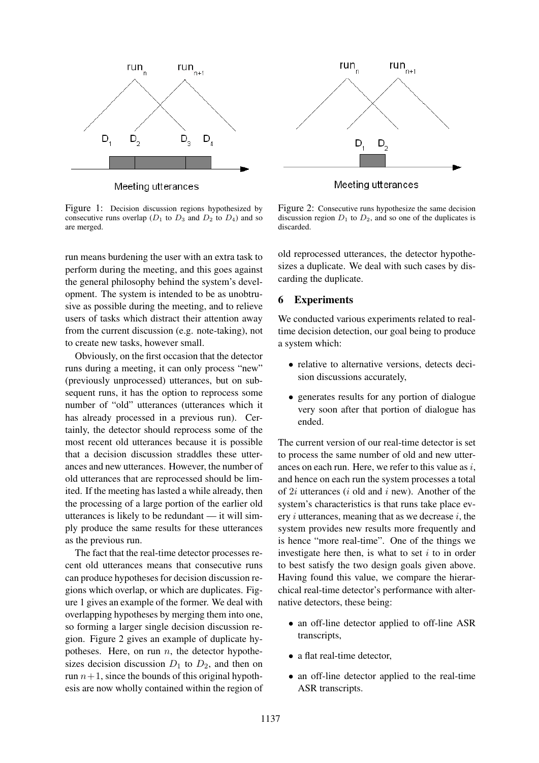Figure 1: Decision discussion regions hypothesized by consecutive runs overlap ($D_1$ to $D_3$ and $D_2$ to $D_4$) and so are merged.

Figure 2: Consecutive runs hypothesize the same decision discussion region $D_1$ to $D_2$, and so one of the duplicates is discarded.

run means burdening the user with an extra task to perform during the meeting, and this goes against the general philosophy behind the system's development. The system is intended to be as unobtrusive as possible during the meeting, and to relieve users of tasks which distract their attention away from the current discussion (e.g. note-taking), not to create new tasks, however small.

Obviously, on the first occasion that the detector runs during a meeting, it can only process "new" (previously unprocessed) utterances, but on subsequent runs, it has the option to reprocess some number of "old" utterances (utterances which it has already processed in a previous run). Certainly, the detector should reprocess some of the most recent old utterances because it is possible that a decision discussion straddles these utterances and new utterances. However, the number of old utterances that are reprocessed should be limited. If the meeting has lasted a while already, then the processing of a large portion of the earlier old utterances is likely to be redundant — it will simply produce the same results for these utterances as the previous run.

The fact that the real-time detector processes recent old utterances means that consecutive runs can produce hypotheses for decision discussion regions which overlap, or which are duplicates. Figure 1 gives an example of the former. We deal with overlapping hypotheses by merging them into one, so forming a larger single decision discussion region. Figure 2 gives an example of duplicate hypotheses. Here, on run $n$, the detector hypothesizes decision discussion $D_1$ to $D_2$, and then on run $n+1$, since the bounds of this original hypothesis are now wholly contained within the region of old reprocessed utterances, the detector hypothesizes a duplicate. We deal with such cases by discarding the duplicate.

## 6 Experiments

We conducted various experiments related to real-time decision detection, our goal being to produce a system which:

- relative to alternative versions, detects decision discussions accurately,
- generates results for any portion of dialogue very soon after that portion of dialogue has ended.

The current version of our real-time detector is set to process the same number of old and new utterances on each run. Here, we refer to this value as $i$, and hence on each run the system processes a total of $2i$ utterances ($i$ old and $i$ new). Another of the system's characteristics is that runs take place every $i$ utterances, meaning that as we decrease $i$, the system provides new results more frequently and is hence "more real-time". One of the things we investigate here then, is what to set $i$ to in order to best satisfy the two design goals given above. Having found this value, we compare the hierarchical real-time detector's performance with alternative detectors, these being:

- an off-line detector applied to off-line ASR transcripts,
- a flat real-time detector,
- an off-line detector applied to the real-time ASR transcripts.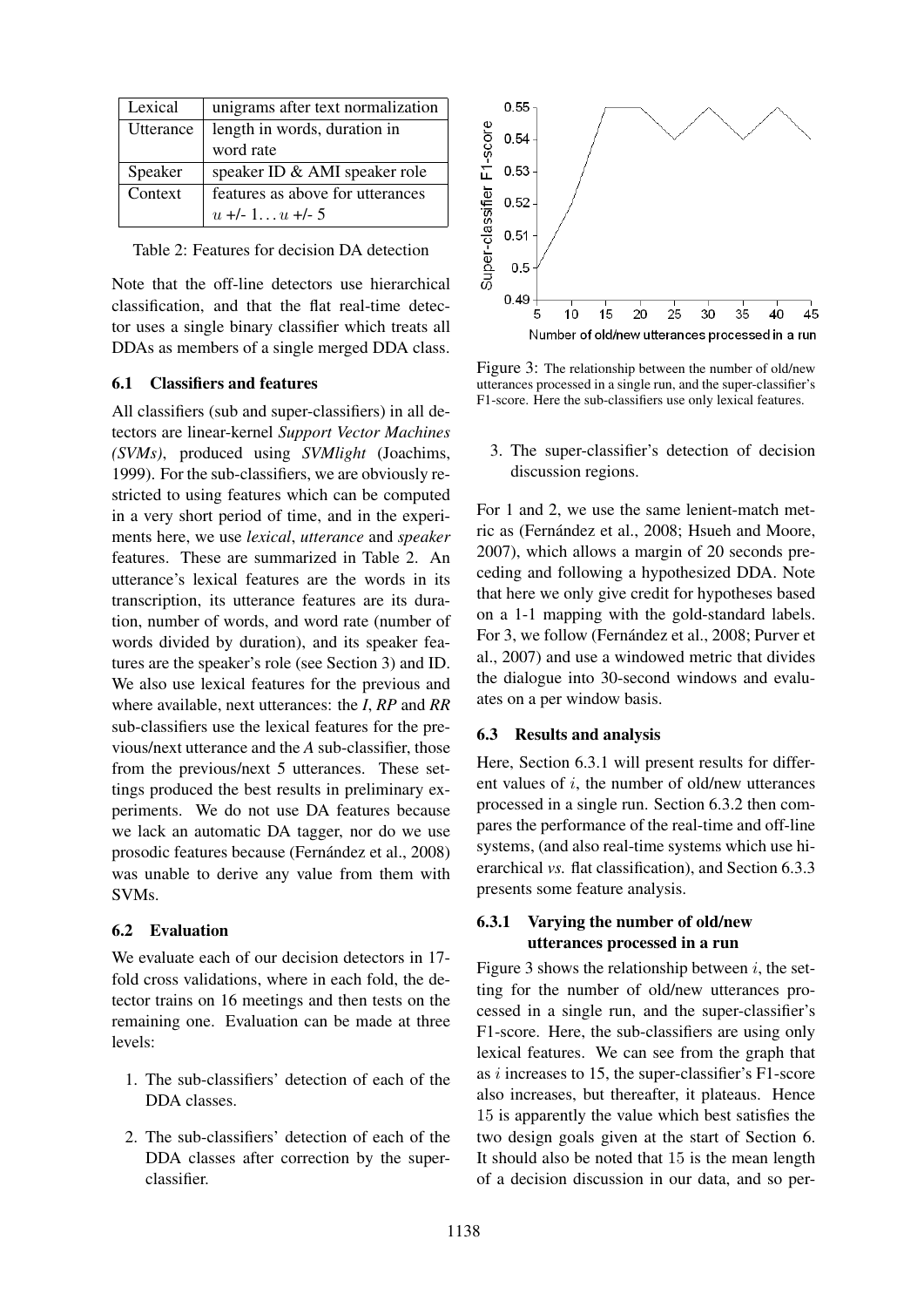| Lexical | unigrams after text normalization |
|---|---|
| Utterance | length in words, duration in word rate |
| Speaker | speaker ID & AMI speaker role |
| Context | features as above for utterances $u$ +/- 1... $u$ +/- 5 |

Table 2: Features for decision DA detection

Note that the off-line detectors use hierarchical classification, and that the flat real-time detector uses a single binary classifier which treats all DDAs as members of a single merged DDA class.

### 6.1 Classifiers and features

All classifiers (sub and super-classifiers) in all detectors are linear-kernel *Support Vector Machines (SVMs)*, produced using *SVMlight* (Joachims, 1999). For the sub-classifiers, we are obviously restricted to using features which can be computed in a very short period of time, and in the experiments here, we use *lexical*, *utterance* and *speaker* features. These are summarized in Table 2. An utterance's lexical features are the words in its transcription, its utterance features are its duration, number of words, and word rate (number of words divided by duration), and its speaker features are the speaker's role (see Section 3) and ID. We also use lexical features for the previous and where available, next utterances: the *I*, *RP* and *RR* sub-classifiers use the lexical features for the previous/next utterance and the *A* sub-classifier, those from the previous/next 5 utterances. These settings produced the best results in preliminary experiments. We do not use DA features because we lack an automatic DA tagger, nor do we use prosodic features because (Fernández et al., 2008) was unable to derive any value from them with SVMs.

### 6.2 Evaluation

We evaluate each of our decision detectors in 17-fold cross validations, where in each fold, the detector trains on 16 meetings and then tests on the remaining one. Evaluation can be made at three levels:

1. The sub-classifiers' detection of each of the DDA classes.
2. The sub-classifiers' detection of each of the DDA classes after correction by the super-classifier.
3. The super-classifier's detection of decision discussion regions.

Figure 3: The relationship between the number of old/new utterances processed in a single run, and the super-classifier's F1-score. Here the sub-classifiers use only lexical features.

For 1 and 2, we use the same lenient-match metric as (Fernández et al., 2008; Hsueh and Moore, 2007), which allows a margin of 20 seconds preceding and following a hypothesized DDA. Note that here we only give credit for hypotheses based on a 1-1 mapping with the gold-standard labels. For 3, we follow (Fernández et al., 2008; Purver et al., 2007) and use a windowed metric that divides the dialogue into 30-second windows and evaluates on a per window basis.

### 6.3 Results and analysis

Here, Section 6.3.1 will present results for different values of $i$, the number of old/new utterances processed in a single run. Section 6.3.2 then compares the performance of the real-time and off-line systems, (and also real-time systems which use hierarchical *vs.* flat classification), and Section 6.3.3 presents some feature analysis.

#### 6.3.1 Varying the number of old/new utterances processed in a run

Figure 3 shows the relationship between $i$, the setting for the number of old/new utterances processed in a single run, and the super-classifier's F1-score. Here, the sub-classifiers are using only lexical features. We can see from the graph that as $i$ increases to 15, the super-classifier's F1-score also increases, but thereafter, it plateaus. Hence 15 is apparently the value which best satisfies the two design goals given at the start of Section 6. It should also be noted that 15 is the mean length of a decision discussion in our data, and so per-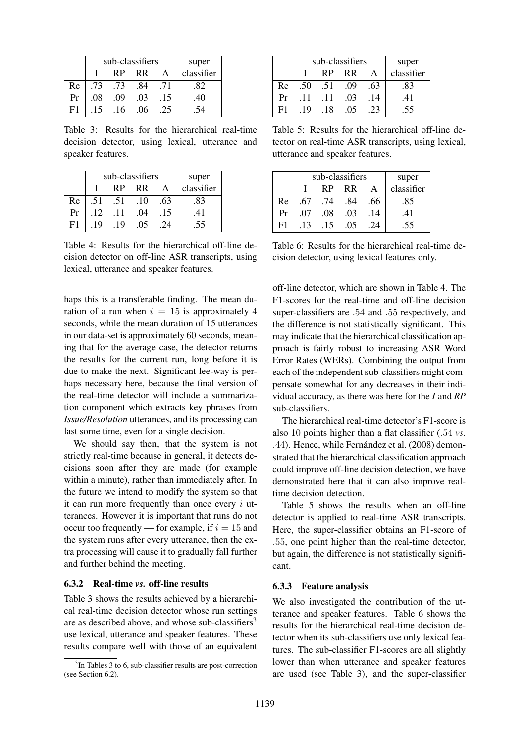| | sub-classifiers | | | | super |
|---|---|---|---|---|---|
| | I | RP | RR | A | classifier |
| Re | .73 | .73 | .84 | .71 | .82 |
| Pr | .08 | .09 | .03 | .15 | .40 |
| F1 | .15 | .16 | .06 | .25 | .54 |

Table 3: Results for the hierarchical real-time decision detector, using lexical, utterance and speaker features.

| | sub-classifiers | | | | super |
|---|---|---|---|---|---|
| | I | RP | RR | A | classifier |
| Re | .51 | .51 | .10 | .63 | .83 |
| Pr | .12 | .11 | .04 | .15 | .41 |
| F1 | .19 | .19 | .05 | .24 | .55 |

Table 4: Results for the hierarchical off-line decision detector on off-line ASR transcripts, using lexical, utterance and speaker features.

haps this is a transferable finding. The mean duration of a run when $i = 15$ is approximately 4 seconds, while the mean duration of 15 utterances in our data-set is approximately 60 seconds, meaning that for the average case, the detector returns the results for the current run, long before it is due to make the next. Significant lee-way is perhaps necessary here, because the final version of the real-time detector will include a summarization component which extracts key phrases from *Issue/Resolution* utterances, and its processing can last some time, even for a single decision.

We should say then, that the system is not strictly real-time because in general, it detects decisions soon after they are made (for example within a minute), rather than immediately after. In the future we intend to modify the system so that it can run more frequently than once every $i$ utterances. However it is important that runs do not occur too frequently — for example, if $i = 15$ and the system runs after every utterance, then the extra processing will cause it to gradually fall further and further behind the meeting.

#### 6.3.2 Real-time *vs.* off-line results

Table 3 shows the results achieved by a hierarchical real-time decision detector whose run settings are as described above, and whose sub-classifiers[3] use lexical, utterance and speaker features. These results compare well with those of an equivalent off-line detector, which are shown in Table 4. The F1-scores for the real-time and off-line decision super-classifiers are .54 and .55 respectively, and the difference is not statistically significant. This may indicate that the hierarchical classification approach is fairly robust to increasing ASR Word Error Rates (WERs). Combining the output from each of the independent sub-classifiers might compensate somewhat for any decreases in their individual accuracy, as there was here for the *I* and *RP* sub-classifiers.

[3] In Tables 3 to 6, sub-classifier results are post-correction (see Section 6.2).

| | sub-classifiers | | | | super |
|---|---|---|---|---|---|
| | I | RP | RR | A | classifier |
| Re | .50 | .51 | .09 | .63 | .83 |
| Pr | .11 | .11 | .03 | .14 | .41 |
| F1 | .19 | .18 | .05 | .23 | .55 |

Table 5: Results for the hierarchical off-line detector on real-time ASR transcripts, using lexical, utterance and speaker features.

| | sub-classifiers | | | | super |
|---|---|---|---|---|---|
| | I | RP | RR | A | classifier |
| Re | .67 | .74 | .84 | .66 | .85 |
| Pr | .07 | .08 | .03 | .14 | .41 |
| F1 | .13 | .15 | .05 | .24 | .55 |

Table 6: Results for the hierarchical real-time decision detector, using lexical features only.

The hierarchical real-time detector's F1-score is also 10 points higher than a flat classifier (.54 *vs.* .44). Hence, while Fernández et al. (2008) demonstrated that the hierarchical classification approach could improve off-line decision detection, we have demonstrated here that it can also improve real-time decision detection.

Table 5 shows the results when an off-line detector is applied to real-time ASR transcripts. Here, the super-classifier obtains an F1-score of .55, one point higher than the real-time detector, but again, the difference is not statistically significant.

#### 6.3.3 Feature analysis

We also investigated the contribution of the utterance and speaker features. Table 6 shows the results for the hierarchical real-time decision detector when its sub-classifiers use only lexical features. The sub-classifier F1-scores are all slightly lower than when utterance and speaker features are used (see Table 3), and the super-classifier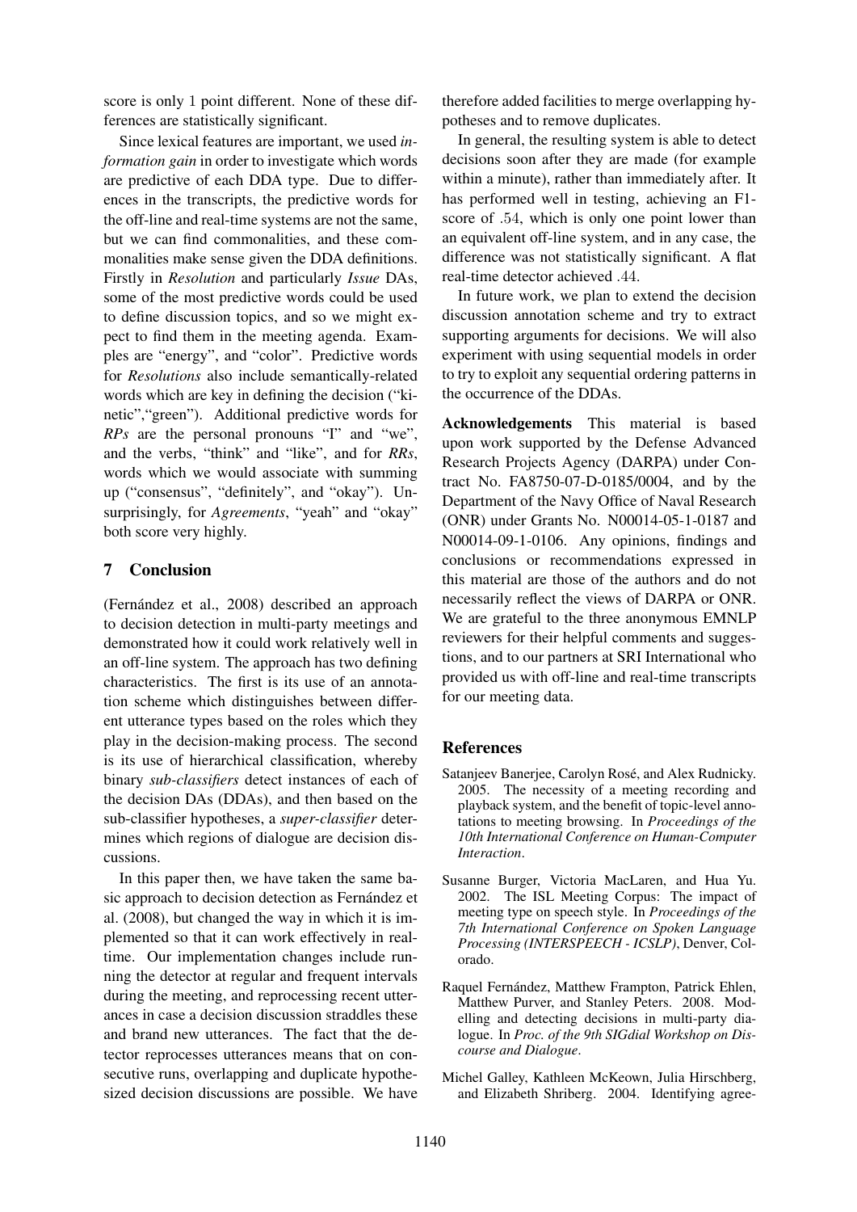score is only 1 point different. None of these differences are statistically significant.

Since lexical features are important, we used *information gain* in order to investigate which words are predictive of each DDA type. Due to differences in the transcripts, the predictive words for the off-line and real-time systems are not the same, but we can find commonalities, and these commonalities make sense given the DDA definitions. Firstly in *Resolution* and particularly *Issue* DAs, some of the most predictive words could be used to define discussion topics, and so we might expect to find them in the meeting agenda. Examples are "energy", and "color". Predictive words for *Resolutions* also include semantically-related words which are key in defining the decision ("kinetic","green"). Additional predictive words for *RPs* are the personal pronouns "I" and "we", and the verbs, "think" and "like", and for *RRs*, words which we would associate with summing up ("consensus", "definitely", and "okay"). Unsurprisingly, for *Agreements*, "yeah" and "okay" both score very highly.

## 7 Conclusion

(Fernández et al., 2008) described an approach to decision detection in multi-party meetings and demonstrated how it could work relatively well in an off-line system. The approach has two defining characteristics. The first is its use of an annotation scheme which distinguishes between different utterance types based on the roles which they play in the decision-making process. The second is its use of hierarchical classification, whereby binary *sub-classifiers* detect instances of each of the decision DAs (DDAs), and then based on the sub-classifier hypotheses, a *super-classifier* determines which regions of dialogue are decision discussions.

In this paper then, we have taken the same basic approach to decision detection as Fernández et al. (2008), but changed the way in which it is implemented so that it can work effectively in real-time. Our implementation changes include running the detector at regular and frequent intervals during the meeting, and reprocessing recent utterances in case a decision discussion straddles these and brand new utterances. The fact that the detector reprocesses utterances means that on consecutive runs, overlapping and duplicate hypothesized decision discussions are possible. We have therefore added facilities to merge overlapping hypotheses and to remove duplicates.

In general, the resulting system is able to detect decisions soon after they are made (for example within a minute), rather than immediately after. It has performed well in testing, achieving an F1-score of .54, which is only one point lower than an equivalent off-line system, and in any case, the difference was not statistically significant. A flat real-time detector achieved .44.

In future work, we plan to extend the decision discussion annotation scheme and try to extract supporting arguments for decisions. We will also experiment with using sequential models in order to try to exploit any sequential ordering patterns in the occurrence of the DDAs.

**Acknowledgements** This material is based upon work supported by the Defense Advanced Research Projects Agency (DARPA) under Contract No. FA8750-07-D-0185/0004, and by the Department of the Navy Office of Naval Research (ONR) under Grants No. N00014-05-1-0187 and N00014-09-1-0106. Any opinions, findings and conclusions or recommendations expressed in this material are those of the authors and do not necessarily reflect the views of DARPA or ONR. We are grateful to the three anonymous EMNLP reviewers for their helpful comments and suggestions, and to our partners at SRI International who provided us with off-line and real-time transcripts for our meeting data.

## References

Satanjeev Banerjee, Carolyn Rosé, and Alex Rudnicky. 2005. The necessity of a meeting recording and playback system, and the benefit of topic-level annotations to meeting browsing. In *Proceedings of the 10th International Conference on Human-Computer Interaction*.

Susanne Burger, Victoria MacLaren, and Hua Yu. 2002. The ISL Meeting Corpus: The impact of meeting type on speech style. In *Proceedings of the 7th International Conference on Spoken Language Processing (INTERSPEECH - ICSLP)*, Denver, Colorado.

Raquel Fernández, Matthew Frampton, Patrick Ehlen, Matthew Purver, and Stanley Peters. 2008. Modelling and detecting decisions in multi-party dialogue. In *Proc. of the 9th SIGdial Workshop on Discourse and Dialogue*.

Michel Galley, Kathleen McKeown, Julia Hirschberg, and Elizabeth Shriberg. 2004. Identifying agree-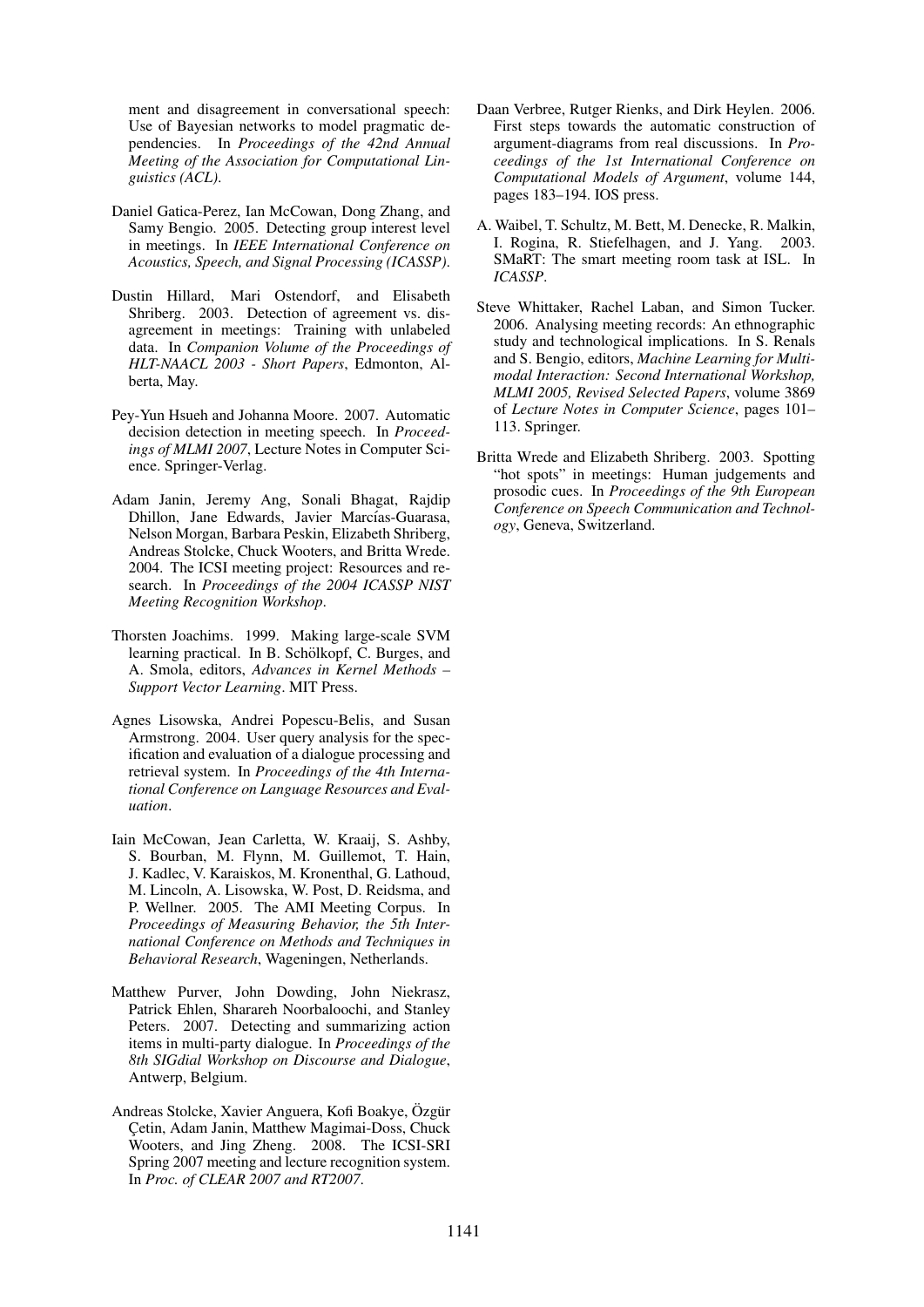ment and disagreement in conversational speech: Use of Bayesian networks to model pragmatic dependencies. In *Proceedings of the 42nd Annual Meeting of the Association for Computational Linguistics (ACL)*.

Daniel Gatica-Perez, Ian McCowan, Dong Zhang, and Samy Bengio. 2005. Detecting group interest level in meetings. In *IEEE International Conference on Acoustics, Speech, and Signal Processing (ICASSP)*.

Dustin Hillard, Mari Ostendorf, and Elisabeth Shriberg. 2003. Detection of agreement vs. disagreement in meetings: Training with unlabeled data. In *Companion Volume of the Proceedings of HLT-NAACL 2003 - Short Papers*, Edmonton, Alberta, May.

Pey-Yun Hsueh and Johanna Moore. 2007. Automatic decision detection in meeting speech. In *Proceedings of MLMI 2007*, Lecture Notes in Computer Science. Springer-Verlag.

Adam Janin, Jeremy Ang, Sonali Bhagat, Rajdip Dhillon, Jane Edwards, Javier Marcías-Guarasa, Nelson Morgan, Barbara Peskin, Elizabeth Shriberg, Andreas Stolcke, Chuck Wooters, and Britta Wrede. 2004. The ICSI meeting project: Resources and research. In *Proceedings of the 2004 ICASSP NIST Meeting Recognition Workshop*.

Thorsten Joachims. 1999. Making large-scale SVM learning practical. In B. Schölkopf, C. Burges, and A. Smola, editors, *Advances in Kernel Methods – Support Vector Learning*. MIT Press.

Agnes Lisowska, Andrei Popescu-Belis, and Susan Armstrong. 2004. User query analysis for the specification and evaluation of a dialogue processing and retrieval system. In *Proceedings of the 4th International Conference on Language Resources and Evaluation*.

Iain McCowan, Jean Carletta, W. Kraaij, S. Ashby, S. Bourban, M. Flynn, M. Guillemot, T. Hain, J. Kadlec, V. Karaiskos, M. Kronenthal, G. Lathoud, M. Lincoln, A. Lisowska, W. Post, D. Reidsma, and P. Wellner. 2005. The AMI Meeting Corpus. In *Proceedings of Measuring Behavior, the 5th International Conference on Methods and Techniques in Behavioral Research*, Wageningen, Netherlands.

Matthew Purver, John Dowding, John Niekrasz, Patrick Ehlen, Sharareh Noorbaloochi, and Stanley Peters. 2007. Detecting and summarizing action items in multi-party dialogue. In *Proceedings of the 8th SIGdial Workshop on Discourse and Dialogue*, Antwerp, Belgium.

Andreas Stolcke, Xavier Anguera, Kofi Boakye, Özgür Çetin, Adam Janin, Matthew Magimai-Doss, Chuck Wooters, and Jing Zheng. 2008. The ICSI-SRI Spring 2007 meeting and lecture recognition system. In *Proc. of CLEAR 2007 and RT2007*.

Daan Verbree, Rutger Rienks, and Dirk Heylen. 2006. First steps towards the automatic construction of argument-diagrams from real discussions. In *Proceedings of the 1st International Conference on Computational Models of Argument*, volume 144, pages 183–194. IOS press.

A. Waibel, T. Schultz, M. Bett, M. Denecke, R. Malkin, I. Rogina, R. Stiefelhagen, and J. Yang. 2003. SMaRT: The smart meeting room task at ISL. In *ICASSP*.

Steve Whittaker, Rachel Laban, and Simon Tucker. 2006. Analysing meeting records: An ethnographic study and technological implications. In S. Renals and S. Bengio, editors, *Machine Learning for Multimodal Interaction: Second International Workshop, MLMI 2005, Revised Selected Papers*, volume 3869 of *Lecture Notes in Computer Science*, pages 101–113. Springer.

Britta Wrede and Elizabeth Shriberg. 2003. Spotting "hot spots" in meetings: Human judgements and prosodic cues. In *Proceedings of the 9th European Conference on Speech Communication and Technology*, Geneva, Switzerland.